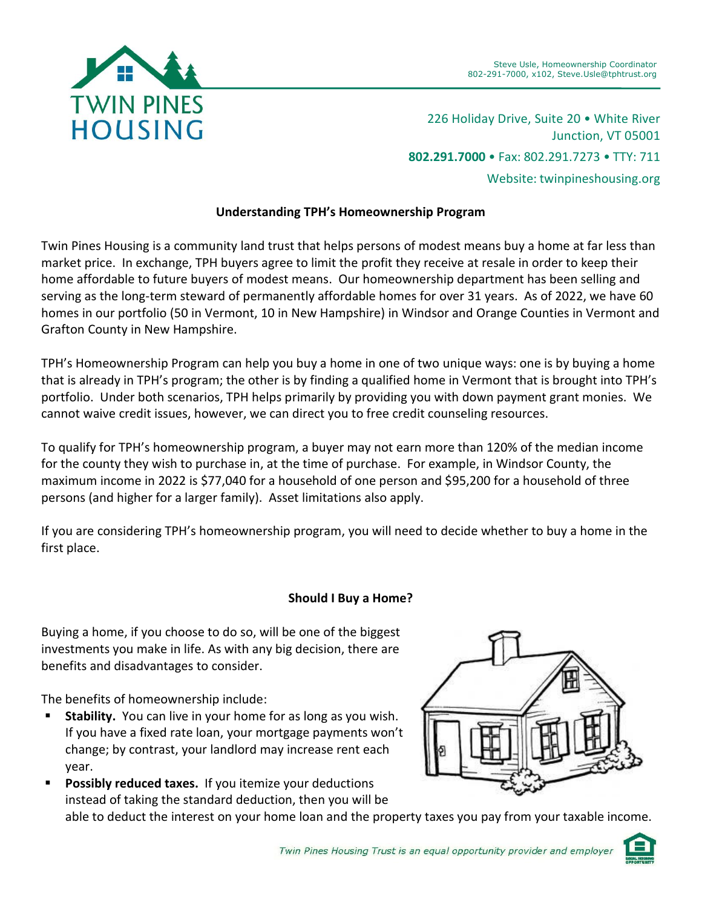TWIN PINES HOUSING

Steve Usle, Homeownership Coordinator
802-291-7000, x102, Steve.Usle@tphtrust.org

226 Holiday Drive, Suite 20 • White River Junction, VT 05001

**802.291.7000** • Fax: 802.291.7273 • TTY: 711

Website: twinpineshousing.org

## Understanding TPH's Homeownership Program

Twin Pines Housing is a community land trust that helps persons of modest means buy a home at far less than market price. In exchange, TPH buyers agree to limit the profit they receive at resale in order to keep their home affordable to future buyers of modest means. Our homeownership department has been selling and serving as the long-term steward of permanently affordable homes for over 31 years. As of 2022, we have 60 homes in our portfolio (50 in Vermont, 10 in New Hampshire) in Windsor and Orange Counties in Vermont and Grafton County in New Hampshire.

TPH's Homeownership Program can help you buy a home in one of two unique ways: one is by buying a home that is already in TPH's program; the other is by finding a qualified home in Vermont that is brought into TPH's portfolio. Under both scenarios, TPH helps primarily by providing you with down payment grant monies. We cannot waive credit issues, however, we can direct you to free credit counseling resources.

To qualify for TPH's homeownership program, a buyer may not earn more than 120% of the median income for the county they wish to purchase in, at the time of purchase. For example, in Windsor County, the maximum income in 2022 is $77,040 for a household of one person and $95,200 for a household of three persons (and higher for a larger family). Asset limitations also apply.

If you are considering TPH's homeownership program, you will need to decide whether to buy a home in the first place.

## Should I Buy a Home?

Buying a home, if you choose to do so, will be one of the biggest investments you make in life. As with any big decision, there are benefits and disadvantages to consider.

The benefits of homeownership include:

- **Stability.** You can live in your home for as long as you wish. If you have a fixed rate loan, your mortgage payments won't change; by contrast, your landlord may increase rent each year.
- **Possibly reduced taxes.** If you itemize your deductions instead of taking the standard deduction, then you will be able to deduct the interest on your home loan and the property taxes you pay from your taxable income.

*Twin Pines Housing Trust is an equal opportunity provider and employer*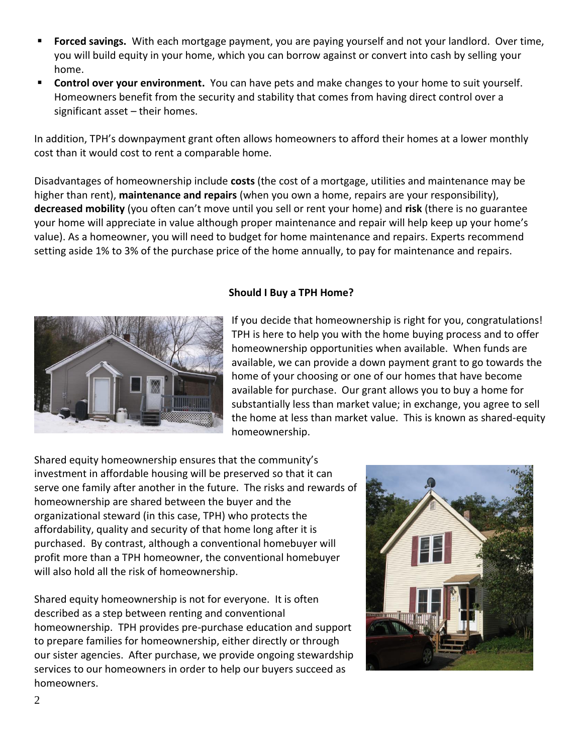- **Forced savings.** With each mortgage payment, you are paying yourself and not your landlord. Over time, you will build equity in your home, which you can borrow against or convert into cash by selling your home.
- **Control over your environment.** You can have pets and make changes to your home to suit yourself. Homeowners benefit from the security and stability that comes from having direct control over a significant asset – their homes.

In addition, TPH's downpayment grant often allows homeowners to afford their homes at a lower monthly cost than it would cost to rent a comparable home.

Disadvantages of homeownership include **costs** (the cost of a mortgage, utilities and maintenance may be higher than rent), **maintenance and repairs** (when you own a home, repairs are your responsibility), **decreased mobility** (you often can't move until you sell or rent your home) and **risk** (there is no guarantee your home will appreciate in value although proper maintenance and repair will help keep up your home's value). As a homeowner, you will need to budget for home maintenance and repairs. Experts recommend setting aside 1% to 3% of the purchase price of the home annually, to pay for maintenance and repairs.

**Should I Buy a TPH Home?**

If you decide that homeownership is right for you, congratulations! TPH is here to help you with the home buying process and to offer homeownership opportunities when available. When funds are available, we can provide a down payment grant to go towards the home of your choosing or one of our homes that have become available for purchase. Our grant allows you to buy a home for substantially less than market value; in exchange, you agree to sell the home at less than market value. This is known as shared-equity homeownership.

Shared equity homeownership ensures that the community's investment in affordable housing will be preserved so that it can serve one family after another in the future. The risks and rewards of homeownership are shared between the buyer and the organizational steward (in this case, TPH) who protects the affordability, quality and security of that home long after it is purchased. By contrast, although a conventional homebuyer will profit more than a TPH homeowner, the conventional homebuyer will also hold all the risk of homeownership.

Shared equity homeownership is not for everyone. It is often described as a step between renting and conventional homeownership. TPH provides pre-purchase education and support to prepare families for homeownership, either directly or through our sister agencies. After purchase, we provide ongoing stewardship services to our homeowners in order to help our buyers succeed as homeowners.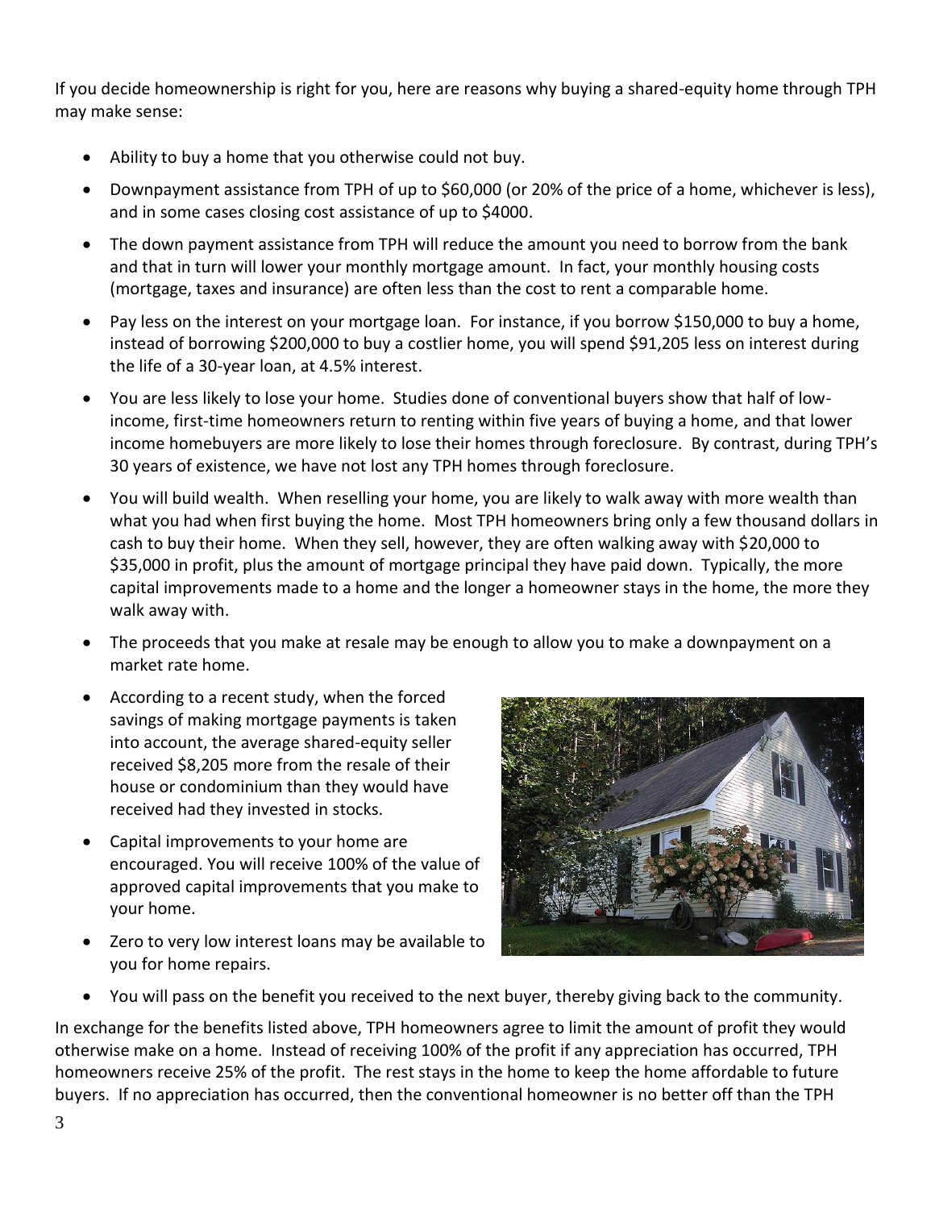If you decide homeownership is right for you, here are reasons why buying a shared-equity home through TPH may make sense:

- Ability to buy a home that you otherwise could not buy.
- Downpayment assistance from TPH of up to $60,000 (or 20% of the price of a home, whichever is less), and in some cases closing cost assistance of up to $4000.
- The down payment assistance from TPH will reduce the amount you need to borrow from the bank and that in turn will lower your monthly mortgage amount. In fact, your monthly housing costs (mortgage, taxes and insurance) are often less than the cost to rent a comparable home.
- Pay less on the interest on your mortgage loan. For instance, if you borrow $150,000 to buy a home, instead of borrowing $200,000 to buy a costlier home, you will spend $91,205 less on interest during the life of a 30-year loan, at 4.5% interest.
- You are less likely to lose your home. Studies done of conventional buyers show that half of low-income, first-time homeowners return to renting within five years of buying a home, and that lower income homebuyers are more likely to lose their homes through foreclosure. By contrast, during TPH's 30 years of existence, we have not lost any TPH homes through foreclosure.
- You will build wealth. When reselling your home, you are likely to walk away with more wealth than what you had when first buying the home. Most TPH homeowners bring only a few thousand dollars in cash to buy their home. When they sell, however, they are often walking away with $20,000 to $35,000 in profit, plus the amount of mortgage principal they have paid down. Typically, the more capital improvements made to a home and the longer a homeowner stays in the home, the more they walk away with.
- The proceeds that you make at resale may be enough to allow you to make a downpayment on a market rate home.
- According to a recent study, when the forced savings of making mortgage payments is taken into account, the average shared-equity seller received $8,205 more from the resale of their house or condominium than they would have received had they invested in stocks.
- Capital improvements to your home are encouraged. You will receive 100% of the value of approved capital improvements that you make to your home.
- Zero to very low interest loans may be available to you for home repairs.
- You will pass on the benefit you received to the next buyer, thereby giving back to the community.

In exchange for the benefits listed above, TPH homeowners agree to limit the amount of profit they would otherwise make on a home. Instead of receiving 100% of the profit if any appreciation has occurred, TPH homeowners receive 25% of the profit. The rest stays in the home to keep the home affordable to future buyers. If no appreciation has occurred, then the conventional homeowner is no better off than the TPH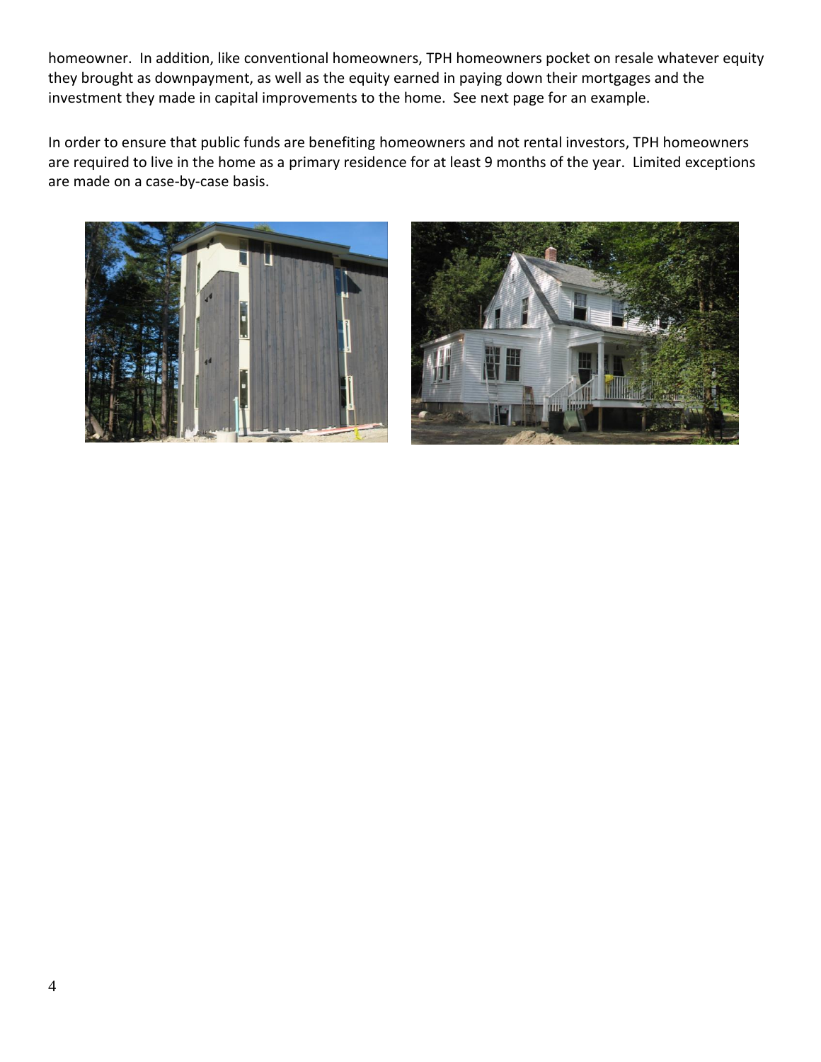homeowner.  In addition, like conventional homeowners, TPH homeowners pocket on resale whatever equity they brought as downpayment, as well as the equity earned in paying down their mortgages and the investment they made in capital improvements to the home.  See next page for an example.

In order to ensure that public funds are benefiting homeowners and not rental investors, TPH homeowners are required to live in the home as a primary residence for at least 9 months of the year.  Limited exceptions are made on a case-by-case basis.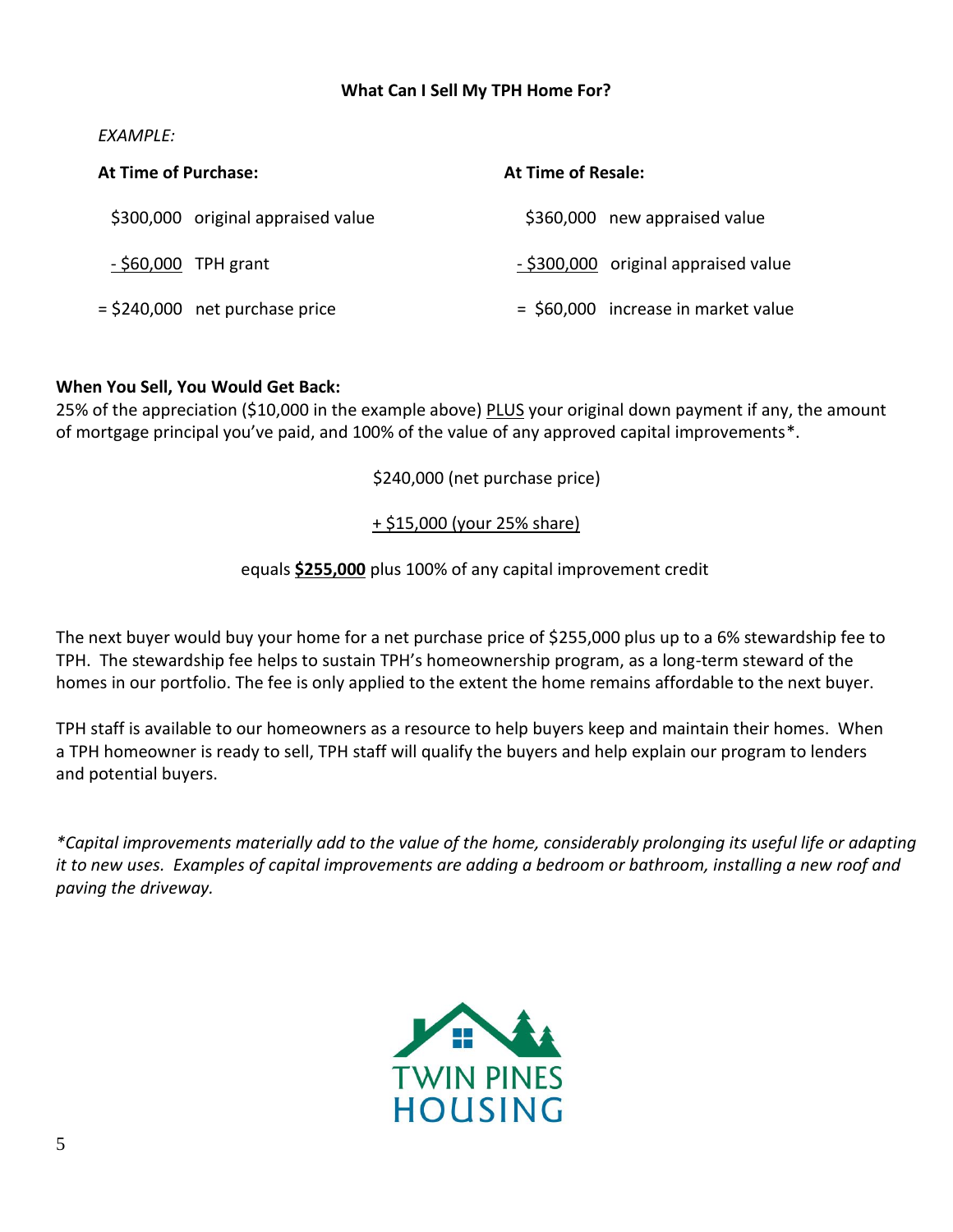### What Can I Sell My TPH Home For?

*EXAMPLE:*

| At Time of Purchase: | | At Time of Resale: | |
|---|---|---|---|
| $300,000 | original appraised value | $360,000 | new appraised value |
| - $60,000 | TPH grant | - $300,000 | original appraised value |
| = $240,000 | net purchase price | = $60,000 | increase in market value |

**When You Sell, You Would Get Back:**
25% of the appreciation ($10,000 in the example above) PLUS your original down payment if any, the amount of mortgage principal you've paid, and 100% of the value of any approved capital improvements*.

$240,000 (net purchase price)

+ $15,000 (your 25% share)

equals **$255,000** plus 100% of any capital improvement credit

The next buyer would buy your home for a net purchase price of $255,000 plus up to a 6% stewardship fee to TPH. The stewardship fee helps to sustain TPH's homeownership program, as a long-term steward of the homes in our portfolio. The fee is only applied to the extent the home remains affordable to the next buyer.

TPH staff is available to our homeowners as a resource to help buyers keep and maintain their homes. When a TPH homeowner is ready to sell, TPH staff will qualify the buyers and help explain our program to lenders and potential buyers.

**Capital improvements materially add to the value of the home, considerably prolonging its useful life or adapting it to new uses. Examples of capital improvements are adding a bedroom or bathroom, installing a new roof and paving the driveway.*

TWIN PINES HOUSING